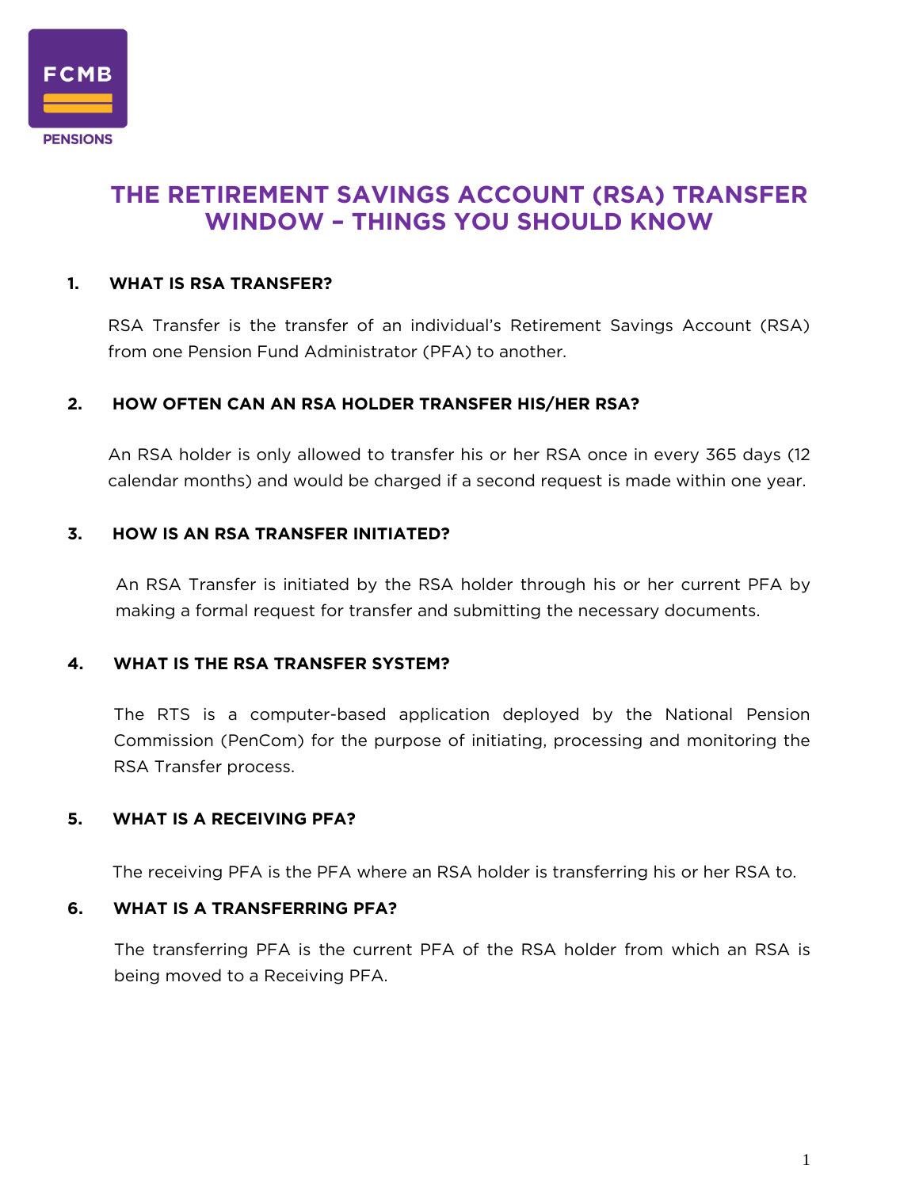FCMB PENSIONS

# THE RETIREMENT SAVINGS ACCOUNT (RSA) TRANSFER WINDOW – THINGS YOU SHOULD KNOW

## 1. WHAT IS RSA TRANSFER?

RSA Transfer is the transfer of an individual's Retirement Savings Account (RSA) from one Pension Fund Administrator (PFA) to another.

## 2. HOW OFTEN CAN AN RSA HOLDER TRANSFER HIS/HER RSA?

An RSA holder is only allowed to transfer his or her RSA once in every 365 days (12 calendar months) and would be charged if a second request is made within one year.

## 3. HOW IS AN RSA TRANSFER INITIATED?

An RSA Transfer is initiated by the RSA holder through his or her current PFA by making a formal request for transfer and submitting the necessary documents.

## 4. WHAT IS THE RSA TRANSFER SYSTEM?

The RTS is a computer-based application deployed by the National Pension Commission (PenCom) for the purpose of initiating, processing and monitoring the RSA Transfer process.

## 5. WHAT IS A RECEIVING PFA?

The receiving PFA is the PFA where an RSA holder is transferring his or her RSA to.

## 6. WHAT IS A TRANSFERRING PFA?

The transferring PFA is the current PFA of the RSA holder from which an RSA is being moved to a Receiving PFA.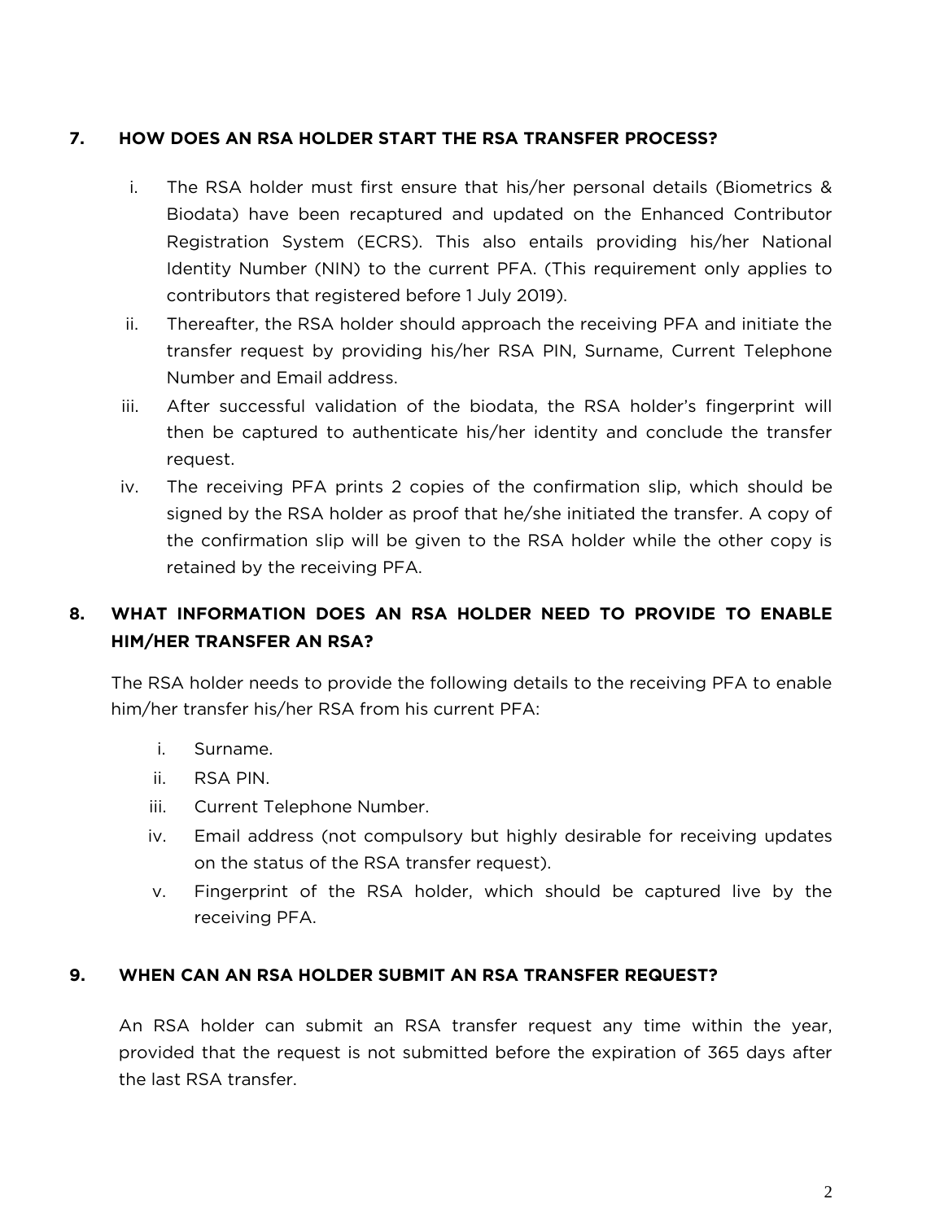## 7. HOW DOES AN RSA HOLDER START THE RSA TRANSFER PROCESS?

i. The RSA holder must first ensure that his/her personal details (Biometrics & Biodata) have been recaptured and updated on the Enhanced Contributor Registration System (ECRS). This also entails providing his/her National Identity Number (NIN) to the current PFA. (This requirement only applies to contributors that registered before 1 July 2019).

ii. Thereafter, the RSA holder should approach the receiving PFA and initiate the transfer request by providing his/her RSA PIN, Surname, Current Telephone Number and Email address.

iii. After successful validation of the biodata, the RSA holder's fingerprint will then be captured to authenticate his/her identity and conclude the transfer request.

iv. The receiving PFA prints 2 copies of the confirmation slip, which should be signed by the RSA holder as proof that he/she initiated the transfer. A copy of the confirmation slip will be given to the RSA holder while the other copy is retained by the receiving PFA.

## 8. WHAT INFORMATION DOES AN RSA HOLDER NEED TO PROVIDE TO ENABLE HIM/HER TRANSFER AN RSA?

The RSA holder needs to provide the following details to the receiving PFA to enable him/her transfer his/her RSA from his current PFA:

i. Surname.

ii. RSA PIN.

iii. Current Telephone Number.

iv. Email address (not compulsory but highly desirable for receiving updates on the status of the RSA transfer request).

v. Fingerprint of the RSA holder, which should be captured live by the receiving PFA.

## 9. WHEN CAN AN RSA HOLDER SUBMIT AN RSA TRANSFER REQUEST?

An RSA holder can submit an RSA transfer request any time within the year, provided that the request is not submitted before the expiration of 365 days after the last RSA transfer.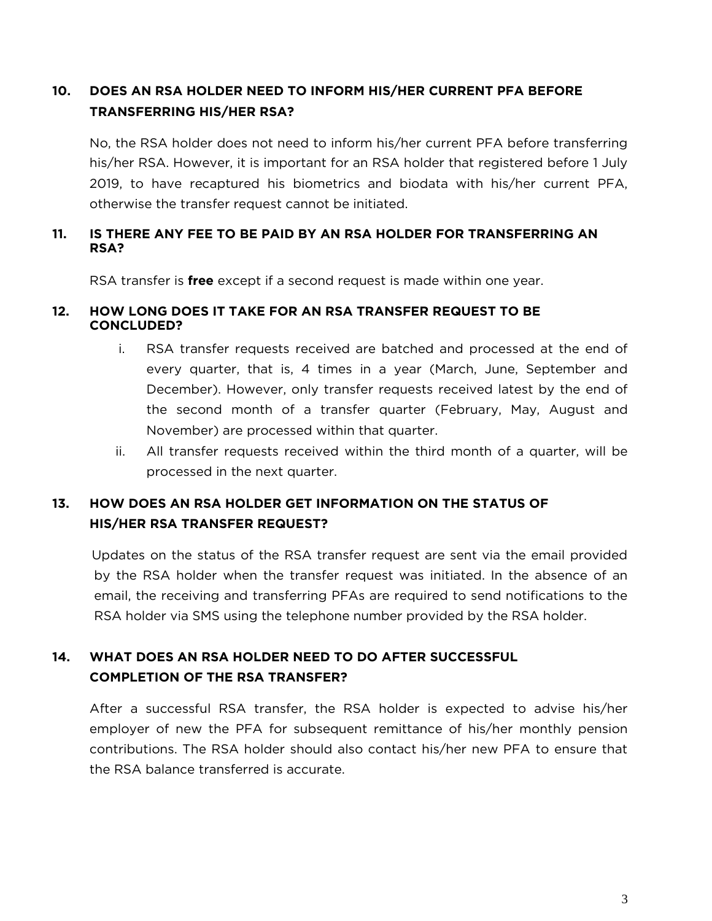### 10. DOES AN RSA HOLDER NEED TO INFORM HIS/HER CURRENT PFA BEFORE TRANSFERRING HIS/HER RSA?

No, the RSA holder does not need to inform his/her current PFA before transferring his/her RSA. However, it is important for an RSA holder that registered before 1 July 2019, to have recaptured his biometrics and biodata with his/her current PFA, otherwise the transfer request cannot be initiated.

### 11. IS THERE ANY FEE TO BE PAID BY AN RSA HOLDER FOR TRANSFERRING AN RSA?

RSA transfer is **free** except if a second request is made within one year.

### 12. HOW LONG DOES IT TAKE FOR AN RSA TRANSFER REQUEST TO BE CONCLUDED?

i. RSA transfer requests received are batched and processed at the end of every quarter, that is, 4 times in a year (March, June, September and December). However, only transfer requests received latest by the end of the second month of a transfer quarter (February, May, August and November) are processed within that quarter.

ii. All transfer requests received within the third month of a quarter, will be processed in the next quarter.

### 13. HOW DOES AN RSA HOLDER GET INFORMATION ON THE STATUS OF HIS/HER RSA TRANSFER REQUEST?

Updates on the status of the RSA transfer request are sent via the email provided by the RSA holder when the transfer request was initiated. In the absence of an email, the receiving and transferring PFAs are required to send notifications to the RSA holder via SMS using the telephone number provided by the RSA holder.

### 14. WHAT DOES AN RSA HOLDER NEED TO DO AFTER SUCCESSFUL COMPLETION OF THE RSA TRANSFER?

After a successful RSA transfer, the RSA holder is expected to advise his/her employer of new the PFA for subsequent remittance of his/her monthly pension contributions. The RSA holder should also contact his/her new PFA to ensure that the RSA balance transferred is accurate.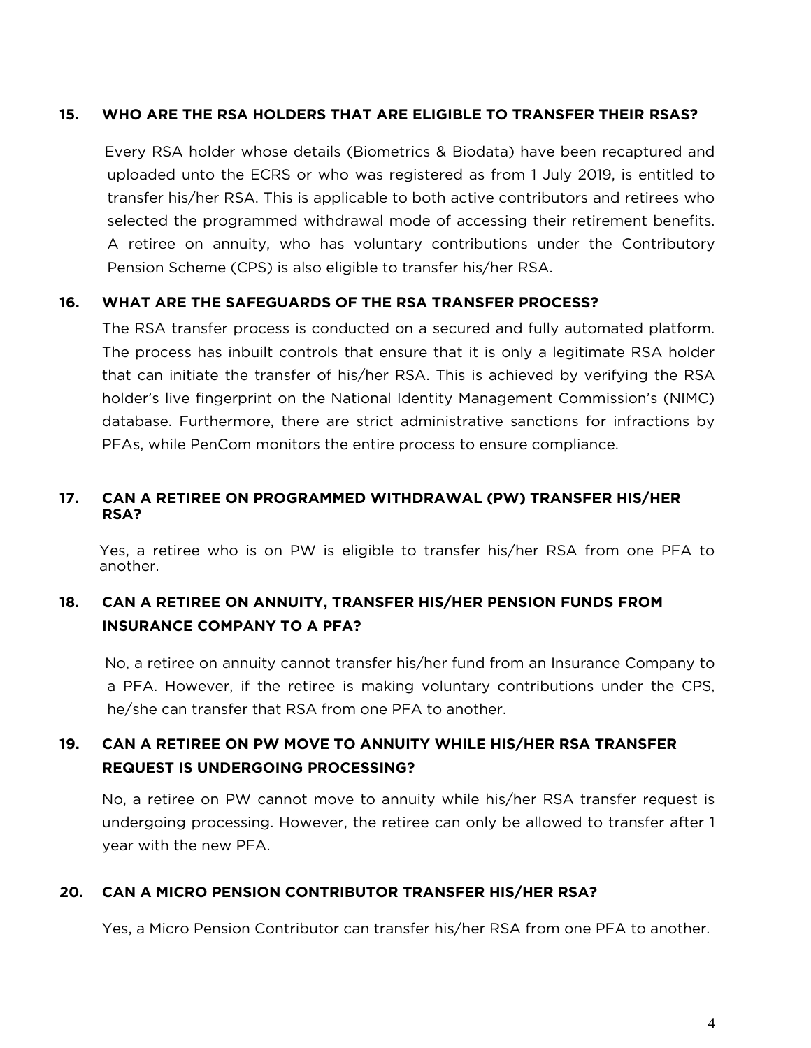### 15. WHO ARE THE RSA HOLDERS THAT ARE ELIGIBLE TO TRANSFER THEIR RSAS?

Every RSA holder whose details (Biometrics & Biodata) have been recaptured and uploaded unto the ECRS or who was registered as from 1 July 2019, is entitled to transfer his/her RSA. This is applicable to both active contributors and retirees who selected the programmed withdrawal mode of accessing their retirement benefits. A retiree on annuity, who has voluntary contributions under the Contributory Pension Scheme (CPS) is also eligible to transfer his/her RSA.

### 16. WHAT ARE THE SAFEGUARDS OF THE RSA TRANSFER PROCESS?

The RSA transfer process is conducted on a secured and fully automated platform. The process has inbuilt controls that ensure that it is only a legitimate RSA holder that can initiate the transfer of his/her RSA. This is achieved by verifying the RSA holder's live fingerprint on the National Identity Management Commission's (NIMC) database. Furthermore, there are strict administrative sanctions for infractions by PFAs, while PenCom monitors the entire process to ensure compliance.

### 17. CAN A RETIREE ON PROGRAMMED WITHDRAWAL (PW) TRANSFER HIS/HER RSA?

Yes, a retiree who is on PW is eligible to transfer his/her RSA from one PFA to another.

### 18. CAN A RETIREE ON ANNUITY, TRANSFER HIS/HER PENSION FUNDS FROM INSURANCE COMPANY TO A PFA?

No, a retiree on annuity cannot transfer his/her fund from an Insurance Company to a PFA. However, if the retiree is making voluntary contributions under the CPS, he/she can transfer that RSA from one PFA to another.

### 19. CAN A RETIREE ON PW MOVE TO ANNUITY WHILE HIS/HER RSA TRANSFER REQUEST IS UNDERGOING PROCESSING?

No, a retiree on PW cannot move to annuity while his/her RSA transfer request is undergoing processing. However, the retiree can only be allowed to transfer after 1 year with the new PFA.

### 20. CAN A MICRO PENSION CONTRIBUTOR TRANSFER HIS/HER RSA?

Yes, a Micro Pension Contributor can transfer his/her RSA from one PFA to another.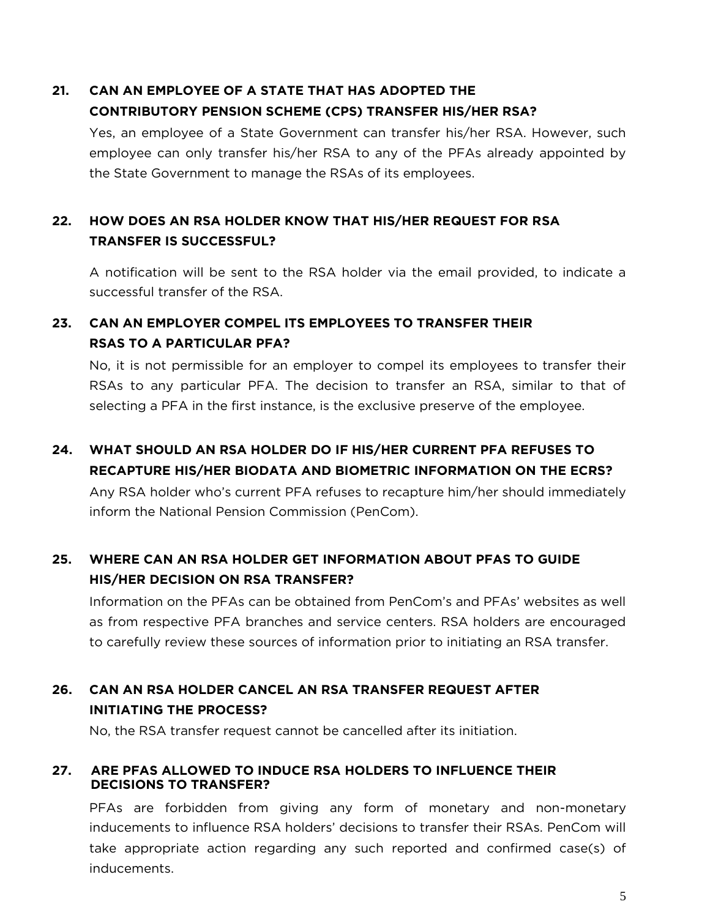## 21. CAN AN EMPLOYEE OF A STATE THAT HAS ADOPTED THE CONTRIBUTORY PENSION SCHEME (CPS) TRANSFER HIS/HER RSA?

Yes, an employee of a State Government can transfer his/her RSA. However, such employee can only transfer his/her RSA to any of the PFAs already appointed by the State Government to manage the RSAs of its employees.

## 22. HOW DOES AN RSA HOLDER KNOW THAT HIS/HER REQUEST FOR RSA TRANSFER IS SUCCESSFUL?

A notification will be sent to the RSA holder via the email provided, to indicate a successful transfer of the RSA.

## 23. CAN AN EMPLOYER COMPEL ITS EMPLOYEES TO TRANSFER THEIR RSAS TO A PARTICULAR PFA?

No, it is not permissible for an employer to compel its employees to transfer their RSAs to any particular PFA. The decision to transfer an RSA, similar to that of selecting a PFA in the first instance, is the exclusive preserve of the employee.

## 24. WHAT SHOULD AN RSA HOLDER DO IF HIS/HER CURRENT PFA REFUSES TO RECAPTURE HIS/HER BIODATA AND BIOMETRIC INFORMATION ON THE ECRS?

Any RSA holder who's current PFA refuses to recapture him/her should immediately inform the National Pension Commission (PenCom).

## 25. WHERE CAN AN RSA HOLDER GET INFORMATION ABOUT PFAS TO GUIDE HIS/HER DECISION ON RSA TRANSFER?

Information on the PFAs can be obtained from PenCom's and PFAs' websites as well as from respective PFA branches and service centers. RSA holders are encouraged to carefully review these sources of information prior to initiating an RSA transfer.

## 26. CAN AN RSA HOLDER CANCEL AN RSA TRANSFER REQUEST AFTER INITIATING THE PROCESS?

No, the RSA transfer request cannot be cancelled after its initiation.

## 27. ARE PFAS ALLOWED TO INDUCE RSA HOLDERS TO INFLUENCE THEIR DECISIONS TO TRANSFER?

PFAs are forbidden from giving any form of monetary and non-monetary inducements to influence RSA holders' decisions to transfer their RSAs. PenCom will take appropriate action regarding any such reported and confirmed case(s) of inducements.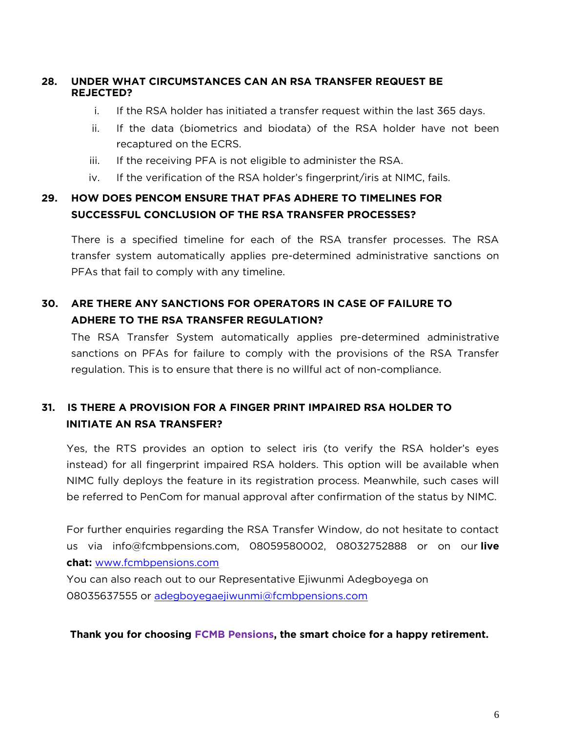**28. UNDER WHAT CIRCUMSTANCES CAN AN RSA TRANSFER REQUEST BE REJECTED?**

i. If the RSA holder has initiated a transfer request within the last 365 days.

ii. If the data (biometrics and biodata) of the RSA holder have not been recaptured on the ECRS.

iii. If the receiving PFA is not eligible to administer the RSA.

iv. If the verification of the RSA holder's fingerprint/iris at NIMC, fails.

**29. HOW DOES PENCOM ENSURE THAT PFAS ADHERE TO TIMELINES FOR SUCCESSFUL CONCLUSION OF THE RSA TRANSFER PROCESSES?**

There is a specified timeline for each of the RSA transfer processes. The RSA transfer system automatically applies pre-determined administrative sanctions on PFAs that fail to comply with any timeline.

**30. ARE THERE ANY SANCTIONS FOR OPERATORS IN CASE OF FAILURE TO ADHERE TO THE RSA TRANSFER REGULATION?**

The RSA Transfer System automatically applies pre-determined administrative sanctions on PFAs for failure to comply with the provisions of the RSA Transfer regulation. This is to ensure that there is no willful act of non-compliance.

**31. IS THERE A PROVISION FOR A FINGER PRINT IMPAIRED RSA HOLDER TO INITIATE AN RSA TRANSFER?**

Yes, the RTS provides an option to select iris (to verify the RSA holder's eyes instead) for all fingerprint impaired RSA holders. This option will be available when NIMC fully deploys the feature in its registration process. Meanwhile, such cases will be referred to PenCom for manual approval after confirmation of the status by NIMC.

For further enquiries regarding the RSA Transfer Window, do not hesitate to contact us via info@fcmbpensions.com, 08059580002, 08032752888 or on our **live chat:** www.fcmbpensions.com

You can also reach out to our Representative Ejiwunmi Adegboyega on 08035637555 or adegboyegaejiwunmi@fcmbpensions.com

**Thank you for choosing FCMB Pensions, the smart choice for a happy retirement.**